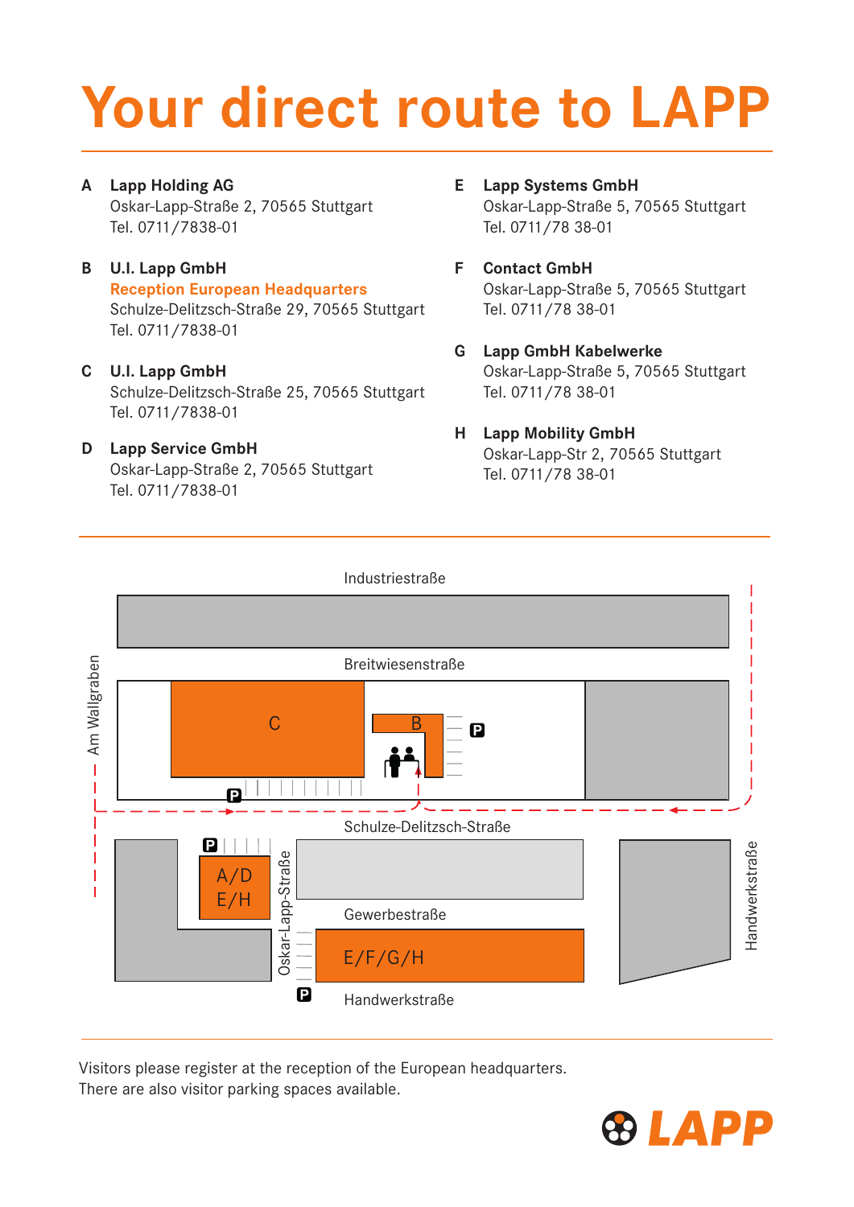# Your direct route to LAPP

**A Lapp Holding AG**
Oskar-Lapp-Straße 2, 70565 Stuttgart
Tel. 0711/7838-01

**B U.I. Lapp GmbH**
**Reception European Headquarters**
Schulze-Delitzsch-Straße 29, 70565 Stuttgart
Tel. 0711/7838-01

**C U.I. Lapp GmbH**
Schulze-Delitzsch-Straße 25, 70565 Stuttgart
Tel. 0711/7838-01

**D Lapp Service GmbH**
Oskar-Lapp-Straße 2, 70565 Stuttgart
Tel. 0711/7838-01

**E Lapp Systems GmbH**
Oskar-Lapp-Straße 5, 70565 Stuttgart
Tel. 0711/78 38-01

**F Contact GmbH**
Oskar-Lapp-Straße 5, 70565 Stuttgart
Tel. 0711/78 38-01

**G Lapp GmbH Kabelwerke**
Oskar-Lapp-Straße 5, 70565 Stuttgart
Tel. 0711/78 38-01

**H Lapp Mobility GmbH**
Oskar-Lapp-Str 2, 70565 Stuttgart
Tel. 0711/78 38-01

Industriestraße

Breitwiesenstraße

Am Wallgraben

C

B

P

Schulze-Delitzsch-Straße

A/D
E/H

Oskar-Lapp-Straße

Gewerbestraße

E/F/G/H

Handwerkstraße

Handwerkstraße

Visitors please register at the reception of the European headquarters.
There are also visitor parking spaces available.

LAPP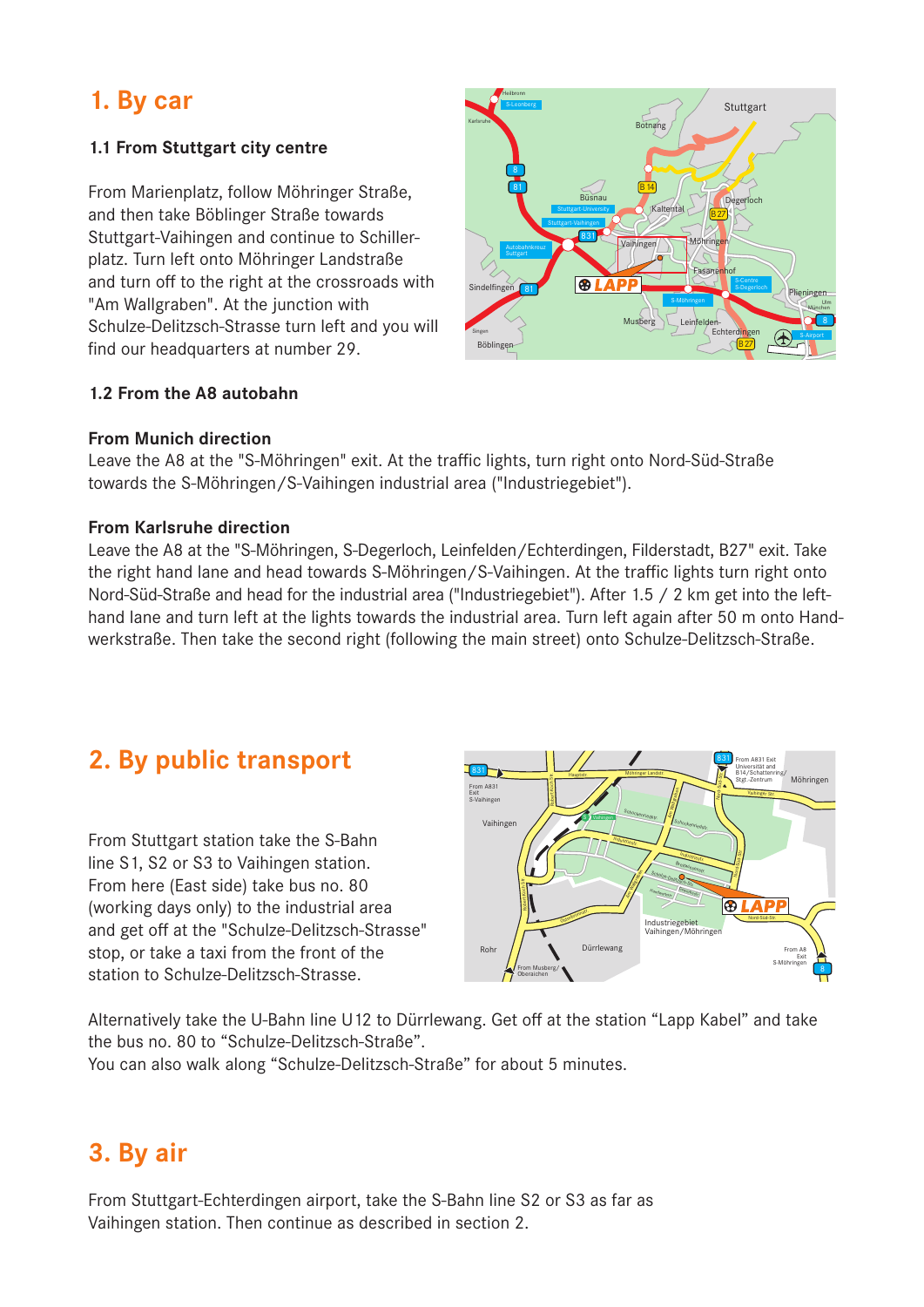## 1. By car

### 1.1 From Stuttgart city centre

From Marienplatz, follow Möhringer Straße, and then take Böblinger Straße towards Stuttgart-Vaihingen and continue to Schillerplatz. Turn left onto Möhringer Landstraße and turn off to the right at the crossroads with "Am Wallgraben". At the junction with Schulze-Delitzsch-Strasse turn left and you will find our headquarters at number 29.

### 1.2 From the A8 autobahn

**From Munich direction**

Leave the A8 at the "S-Möhringen" exit. At the traffic lights, turn right onto Nord-Süd-Straße towards the S-Möhringen/S-Vaihingen industrial area ("Industriegebiet").

**From Karlsruhe direction**

Leave the A8 at the "S-Möhringen, S-Degerloch, Leinfelden/Echterdingen, Filderstadt, B27" exit. Take the right hand lane and head towards S-Möhringen/S-Vaihingen. At the traffic lights turn right onto Nord-Süd-Straße and head for the industrial area ("Industriegebiet"). After 1.5 / 2 km get into the left-hand lane and turn left at the lights towards the industrial area. Turn left again after 50 m onto Handwerkstraße. Then take the second right (following the main street) onto Schulze-Delitzsch-Straße.

## 2. By public transport

From Stuttgart station take the S-Bahn line S1, S2 or S3 to Vaihingen station. From here (East side) take bus no. 80 (working days only) to the industrial area and get off at the "Schulze-Delitzsch-Strasse" stop, or take a taxi from the front of the station to Schulze-Delitzsch-Strasse.

Alternatively take the U-Bahn line U12 to Dürrlewang. Get off at the station "Lapp Kabel" and take the bus no. 80 to "Schulze-Delitzsch-Straße".
You can also walk along "Schulze-Delitzsch-Straße" for about 5 minutes.

## 3. By air

From Stuttgart-Echterdingen airport, take the S-Bahn line S2 or S3 as far as Vaihingen station. Then continue as described in section 2.